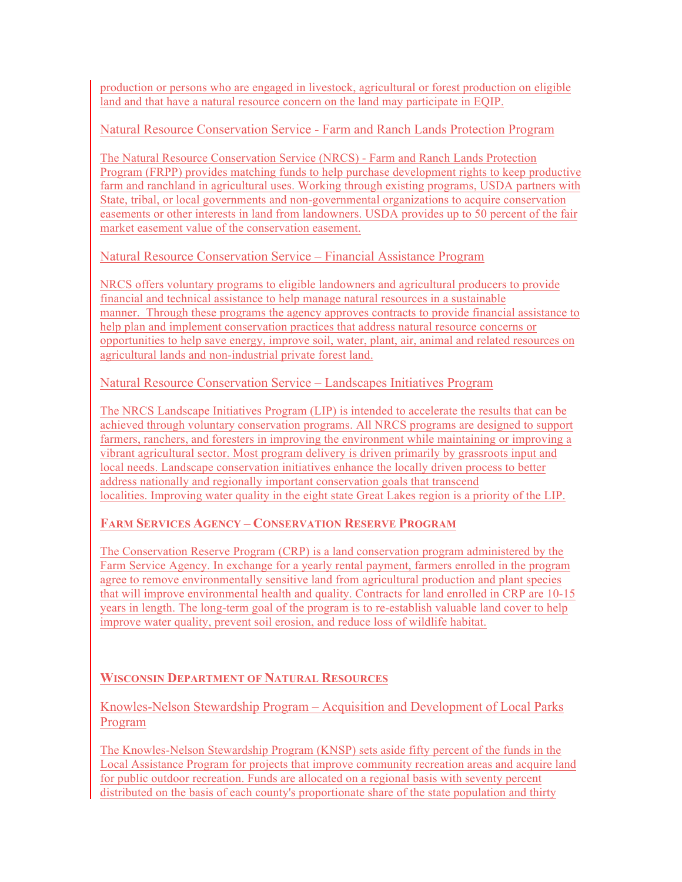production or persons who are engaged in livestock, agricultural or forest production on eligible land and that have a natural resource concern on the land may participate in EQIP.

### Natural Resource Conservation Service - Farm and Ranch Lands Protection Program

The Natural Resource Conservation Service (NRCS) - Farm and Ranch Lands Protection Program (FRPP) provides matching funds to help purchase development rights to keep productive farm and ranchland in agricultural uses. Working through existing programs, USDA partners with State, tribal, or local governments and non-governmental organizations to acquire conservation easements or other interests in land from landowners. USDA provides up to 50 percent of the fair market easement value of the conservation easement.

### Natural Resource Conservation Service – Financial Assistance Program

NRCS offers voluntary programs to eligible landowners and agricultural producers to provide financial and technical assistance to help manage natural resources in a sustainable manner. Through these programs the agency approves contracts to provide financial assistance to help plan and implement conservation practices that address natural resource concerns or opportunities to help save energy, improve soil, water, plant, air, animal and related resources on agricultural lands and non-industrial private forest land.

### Natural Resource Conservation Service – Landscapes Initiatives Program

The NRCS Landscape Initiatives Program (LIP) is intended to accelerate the results that can be achieved through voluntary conservation programs. All NRCS programs are designed to support farmers, ranchers, and foresters in improving the environment while maintaining or improving a vibrant agricultural sector. Most program delivery is driven primarily by grassroots input and local needs. Landscape conservation initiatives enhance the locally driven process to better address nationally and regionally important conservation goals that transcend localities. Improving water quality in the eight state Great Lakes region is a priority of the LIP.

## FARM SERVICES AGENCY – CONSERVATION RESERVE PROGRAM

The Conservation Reserve Program (CRP) is a land conservation program administered by the Farm Service Agency. In exchange for a yearly rental payment, farmers enrolled in the program agree to remove environmentally sensitive land from agricultural production and plant species that will improve environmental health and quality. Contracts for land enrolled in CRP are 10-15 years in length. The long-term goal of the program is to re-establish valuable land cover to help improve water quality, prevent soil erosion, and reduce loss of wildlife habitat.

## WISCONSIN DEPARTMENT OF NATURAL RESOURCES

### Knowles-Nelson Stewardship Program – Acquisition and Development of Local Parks Program

The Knowles-Nelson Stewardship Program (KNSP) sets aside fifty percent of the funds in the Local Assistance Program for projects that improve community recreation areas and acquire land for public outdoor recreation. Funds are allocated on a regional basis with seventy percent distributed on the basis of each county's proportionate share of the state population and thirty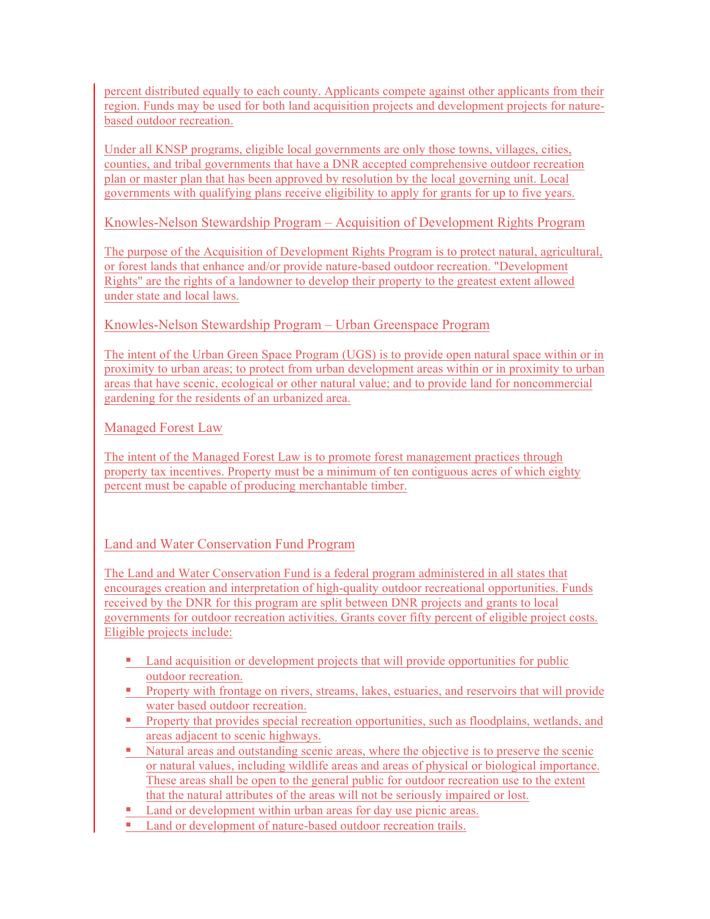percent distributed equally to each county. Applicants compete against other applicants from their region. Funds may be used for both land acquisition projects and development projects for nature-based outdoor recreation.

Under all KNSP programs, eligible local governments are only those towns, villages, cities, counties, and tribal governments that have a DNR accepted comprehensive outdoor recreation plan or master plan that has been approved by resolution by the local governing unit. Local governments with qualifying plans receive eligibility to apply for grants for up to five years.

## Knowles-Nelson Stewardship Program – Acquisition of Development Rights Program

The purpose of the Acquisition of Development Rights Program is to protect natural, agricultural, or forest lands that enhance and/or provide nature-based outdoor recreation. "Development Rights" are the rights of a landowner to develop their property to the greatest extent allowed under state and local laws.

## Knowles-Nelson Stewardship Program – Urban Greenspace Program

The intent of the Urban Green Space Program (UGS) is to provide open natural space within or in proximity to urban areas; to protect from urban development areas within or in proximity to urban areas that have scenic, ecological or other natural value; and to provide land for noncommercial gardening for the residents of an urbanized area.

## Managed Forest Law

The intent of the Managed Forest Law is to promote forest management practices through property tax incentives. Property must be a minimum of ten contiguous acres of which eighty percent must be capable of producing merchantable timber.

## Land and Water Conservation Fund Program

The Land and Water Conservation Fund is a federal program administered in all states that encourages creation and interpretation of high-quality outdoor recreational opportunities. Funds received by the DNR for this program are split between DNR projects and grants to local governments for outdoor recreation activities. Grants cover fifty percent of eligible project costs. Eligible projects include:

- Land acquisition or development projects that will provide opportunities for public outdoor recreation.
- Property with frontage on rivers, streams, lakes, estuaries, and reservoirs that will provide water based outdoor recreation.
- Property that provides special recreation opportunities, such as floodplains, wetlands, and areas adjacent to scenic highways.
- Natural areas and outstanding scenic areas, where the objective is to preserve the scenic or natural values, including wildlife areas and areas of physical or biological importance. These areas shall be open to the general public for outdoor recreation use to the extent that the natural attributes of the areas will not be seriously impaired or lost.
- Land or development within urban areas for day use picnic areas.
- Land or development of nature-based outdoor recreation trails.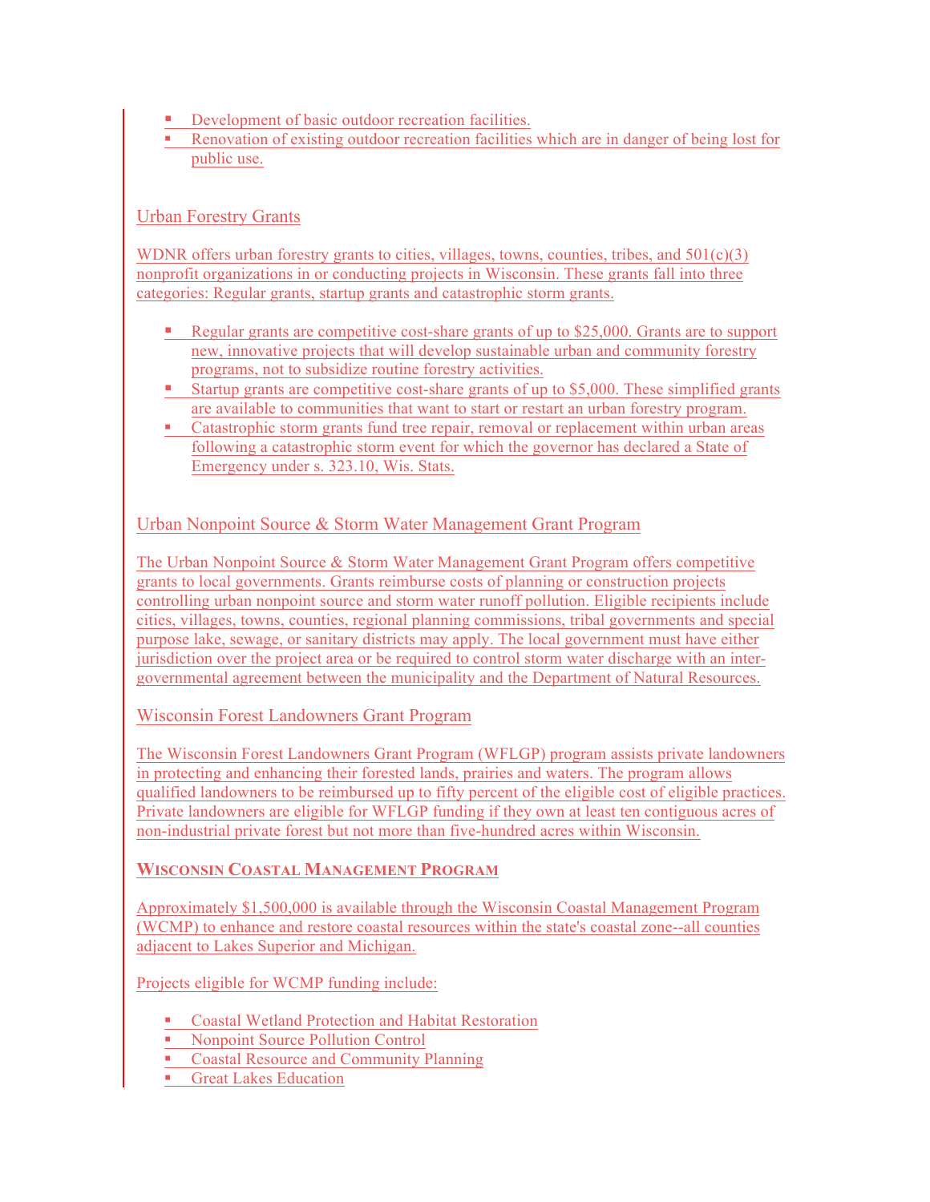- Development of basic outdoor recreation facilities.
- Renovation of existing outdoor recreation facilities which are in danger of being lost for public use.

## Urban Forestry Grants

WDNR offers urban forestry grants to cities, villages, towns, counties, tribes, and 501(c)(3) nonprofit organizations in or conducting projects in Wisconsin. These grants fall into three categories: Regular grants, startup grants and catastrophic storm grants.

- Regular grants are competitive cost-share grants of up to $25,000. Grants are to support new, innovative projects that will develop sustainable urban and community forestry programs, not to subsidize routine forestry activities.
- Startup grants are competitive cost-share grants of up to $5,000. These simplified grants are available to communities that want to start or restart an urban forestry program.
- Catastrophic storm grants fund tree repair, removal or replacement within urban areas following a catastrophic storm event for which the governor has declared a State of Emergency under s. 323.10, Wis. Stats.

## Urban Nonpoint Source & Storm Water Management Grant Program

The Urban Nonpoint Source & Storm Water Management Grant Program offers competitive grants to local governments. Grants reimburse costs of planning or construction projects controlling urban nonpoint source and storm water runoff pollution. Eligible recipients include cities, villages, towns, counties, regional planning commissions, tribal governments and special purpose lake, sewage, or sanitary districts may apply. The local government must have either jurisdiction over the project area or be required to control storm water discharge with an inter-governmental agreement between the municipality and the Department of Natural Resources.

## Wisconsin Forest Landowners Grant Program

The Wisconsin Forest Landowners Grant Program (WFLGP) program assists private landowners in protecting and enhancing their forested lands, prairies and waters. The program allows qualified landowners to be reimbursed up to fifty percent of the eligible cost of eligible practices. Private landowners are eligible for WFLGP funding if they own at least ten contiguous acres of non-industrial private forest but not more than five-hundred acres within Wisconsin.

## Wisconsin Coastal Management Program

Approximately $1,500,000 is available through the Wisconsin Coastal Management Program (WCMP) to enhance and restore coastal resources within the state's coastal zone--all counties adjacent to Lakes Superior and Michigan.

Projects eligible for WCMP funding include:

- Coastal Wetland Protection and Habitat Restoration
- Nonpoint Source Pollution Control
- Coastal Resource and Community Planning
- Great Lakes Education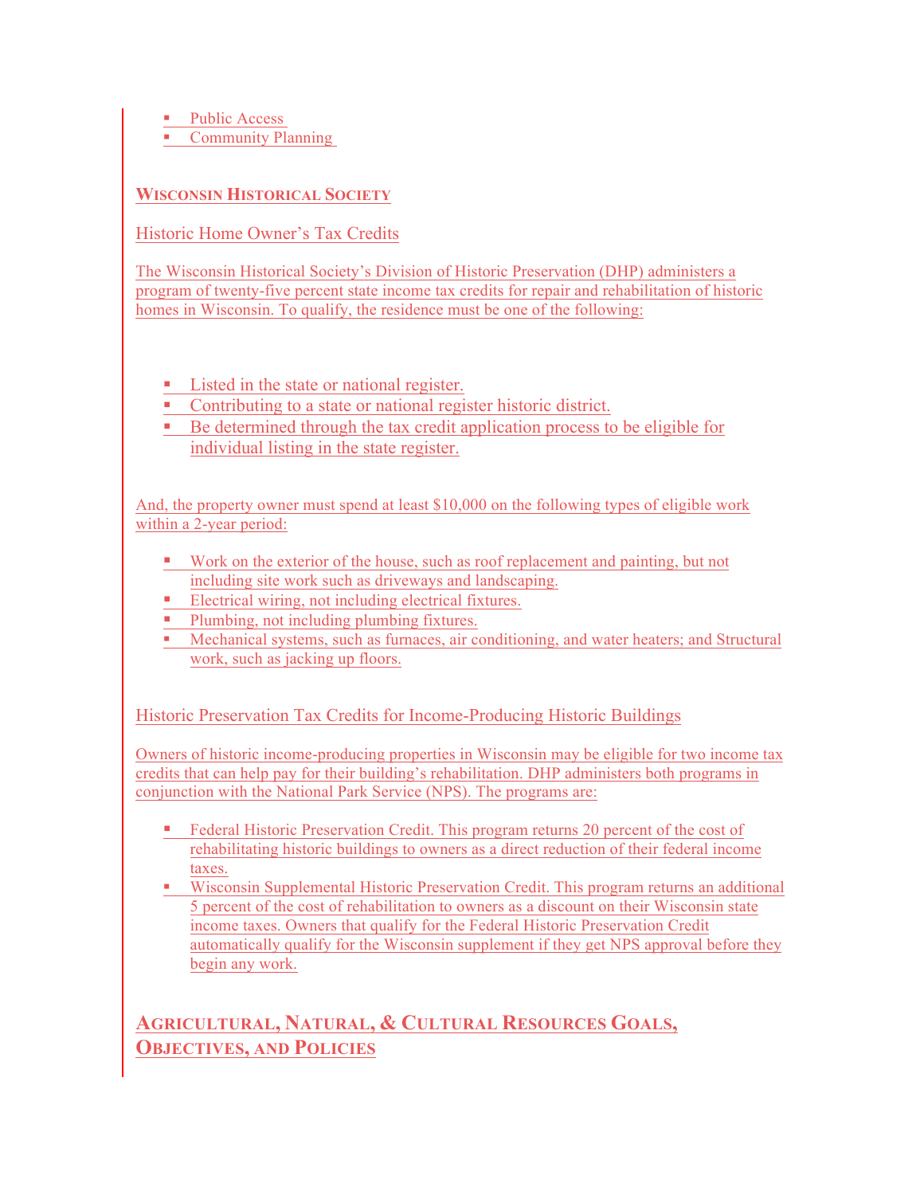- Public Access
- Community Planning

## Wisconsin Historical Society

### Historic Home Owner's Tax Credits

The Wisconsin Historical Society's Division of Historic Preservation (DHP) administers a program of twenty-five percent state income tax credits for repair and rehabilitation of historic homes in Wisconsin. To qualify, the residence must be one of the following:

- Listed in the state or national register.
- Contributing to a state or national register historic district.
- Be determined through the tax credit application process to be eligible for individual listing in the state register.

And, the property owner must spend at least $10,000 on the following types of eligible work within a 2-year period:

- Work on the exterior of the house, such as roof replacement and painting, but not including site work such as driveways and landscaping.
- Electrical wiring, not including electrical fixtures.
- Plumbing, not including plumbing fixtures.
- Mechanical systems, such as furnaces, air conditioning, and water heaters; and Structural work, such as jacking up floors.

### Historic Preservation Tax Credits for Income-Producing Historic Buildings

Owners of historic income-producing properties in Wisconsin may be eligible for two income tax credits that can help pay for their building's rehabilitation. DHP administers both programs in conjunction with the National Park Service (NPS). The programs are:

- Federal Historic Preservation Credit. This program returns 20 percent of the cost of rehabilitating historic buildings to owners as a direct reduction of their federal income taxes.
- Wisconsin Supplemental Historic Preservation Credit. This program returns an additional 5 percent of the cost of rehabilitation to owners as a discount on their Wisconsin state income taxes. Owners that qualify for the Federal Historic Preservation Credit automatically qualify for the Wisconsin supplement if they get NPS approval before they begin any work.

## Agricultural, Natural, & Cultural Resources Goals, Objectives, and Policies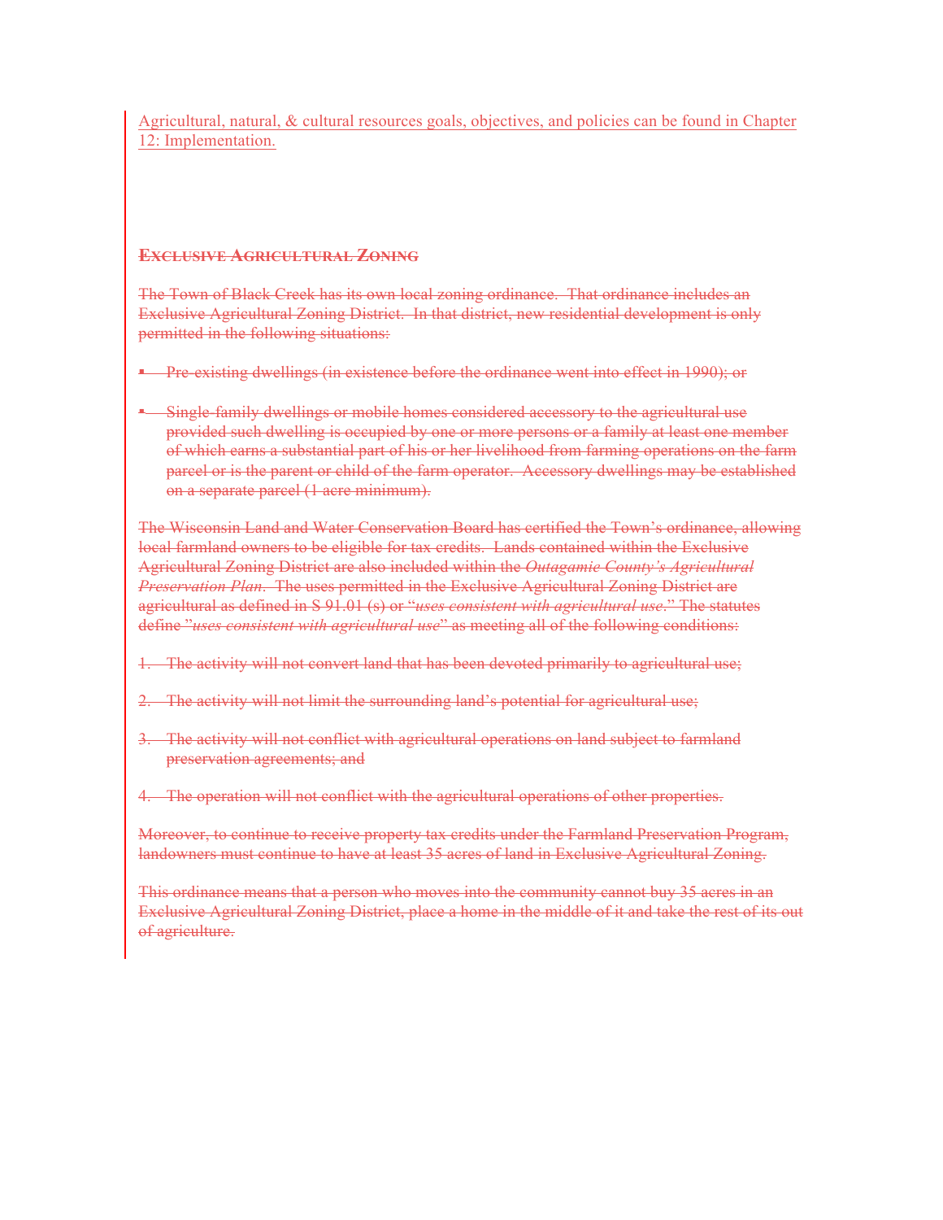Agricultural, natural, & cultural resources goals, objectives, and policies can be found in Chapter 12: Implementation.

~~**EXCLUSIVE AGRICULTURAL ZONING**~~

~~The Town of Black Creek has its own local zoning ordinance. That ordinance includes an Exclusive Agricultural Zoning District. In that district, new residential development is only permitted in the following situations:~~

- ~~Pre-existing dwellings (in existence before the ordinance went into effect in 1990); or~~
- ~~Single-family dwellings or mobile homes considered accessory to the agricultural use provided such dwelling is occupied by one or more persons or a family at least one member of which earns a substantial part of his or her livelihood from farming operations on the farm parcel or is the parent or child of the farm operator. Accessory dwellings may be established on a separate parcel (1 acre minimum).~~

~~The Wisconsin Land and Water Conservation Board has certified the Town's ordinance, allowing local farmland owners to be eligible for tax credits. Lands contained within the Exclusive Agricultural Zoning District are also included within the *Outagamie County's Agricultural Preservation Plan*. The uses permitted in the Exclusive Agricultural Zoning District are agricultural as defined in S 91.01 (s) or "*uses consistent with agricultural use*." The statutes define "*uses consistent with agricultural use*" as meeting all of the following conditions:~~

1. ~~The activity will not convert land that has been devoted primarily to agricultural use;~~
2. ~~The activity will not limit the surrounding land's potential for agricultural use;~~
3. ~~The activity will not conflict with agricultural operations on land subject to farmland preservation agreements; and~~
4. ~~The operation will not conflict with the agricultural operations of other properties.~~

~~Moreover, to continue to receive property tax credits under the Farmland Preservation Program, landowners must continue to have at least 35 acres of land in Exclusive Agricultural Zoning.~~

~~This ordinance means that a person who moves into the community cannot buy 35 acres in an Exclusive Agricultural Zoning District, place a home in the middle of it and take the rest of its out of agriculture.~~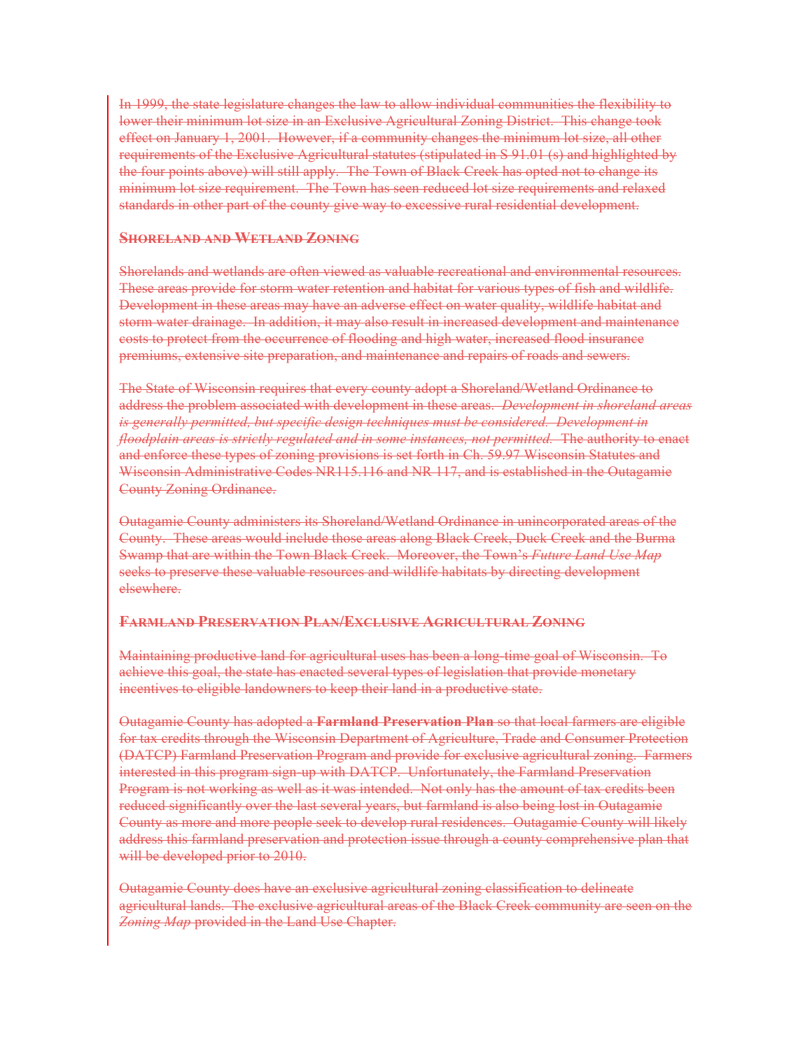In 1999, the state legislature changes the law to allow individual communities the flexibility to lower their minimum lot size in an Exclusive Agricultural Zoning District. This change took effect on January 1, 2001. However, if a community changes the minimum lot size, all other requirements of the Exclusive Agricultural statutes (stipulated in S 91.01 (s) and highlighted by the four points above) will still apply. The Town of Black Creek has opted not to change its minimum lot size requirement. The Town has seen reduced lot size requirements and relaxed standards in other part of the county give way to excessive rural residential development.

### Shoreland and Wetland Zoning

Shorelands and wetlands are often viewed as valuable recreational and environmental resources. These areas provide for storm water retention and habitat for various types of fish and wildlife. Development in these areas may have an adverse effect on water quality, wildlife habitat and storm water drainage. In addition, it may also result in increased development and maintenance costs to protect from the occurrence of flooding and high water, increased flood insurance premiums, extensive site preparation, and maintenance and repairs of roads and sewers.

The State of Wisconsin requires that every county adopt a Shoreland/Wetland Ordinance to address the problem associated with development in these areas. *Development in shoreland areas is generally permitted, but specific design techniques must be considered. Development in floodplain areas is strictly regulated and in some instances, not permitted.* The authority to enact and enforce these types of zoning provisions is set forth in Ch. 59.97 Wisconsin Statutes and Wisconsin Administrative Codes NR115.116 and NR 117, and is established in the Outagamie County Zoning Ordinance.

Outagamie County administers its Shoreland/Wetland Ordinance in unincorporated areas of the County. These areas would include those areas along Black Creek, Duck Creek and the Burma Swamp that are within the Town Black Creek. Moreover, the Town's *Future Land Use Map* seeks to preserve these valuable resources and wildlife habitats by directing development elsewhere.

### Farmland Preservation Plan/Exclusive Agricultural Zoning

Maintaining productive land for agricultural uses has been a long-time goal of Wisconsin. To achieve this goal, the state has enacted several types of legislation that provide monetary incentives to eligible landowners to keep their land in a productive state.

Outagamie County has adopted a **Farmland Preservation Plan** so that local farmers are eligible for tax credits through the Wisconsin Department of Agriculture, Trade and Consumer Protection (DATCP) Farmland Preservation Program and provide for exclusive agricultural zoning. Farmers interested in this program sign-up with DATCP. Unfortunately, the Farmland Preservation Program is not working as well as it was intended. Not only has the amount of tax credits been reduced significantly over the last several years, but farmland is also being lost in Outagamie County as more and more people seek to develop rural residences. Outagamie County will likely address this farmland preservation and protection issue through a county comprehensive plan that will be developed prior to 2010.

Outagamie County does have an exclusive agricultural zoning classification to delineate agricultural lands. The exclusive agricultural areas of the Black Creek community are seen on the *Zoning Map* provided in the Land Use Chapter.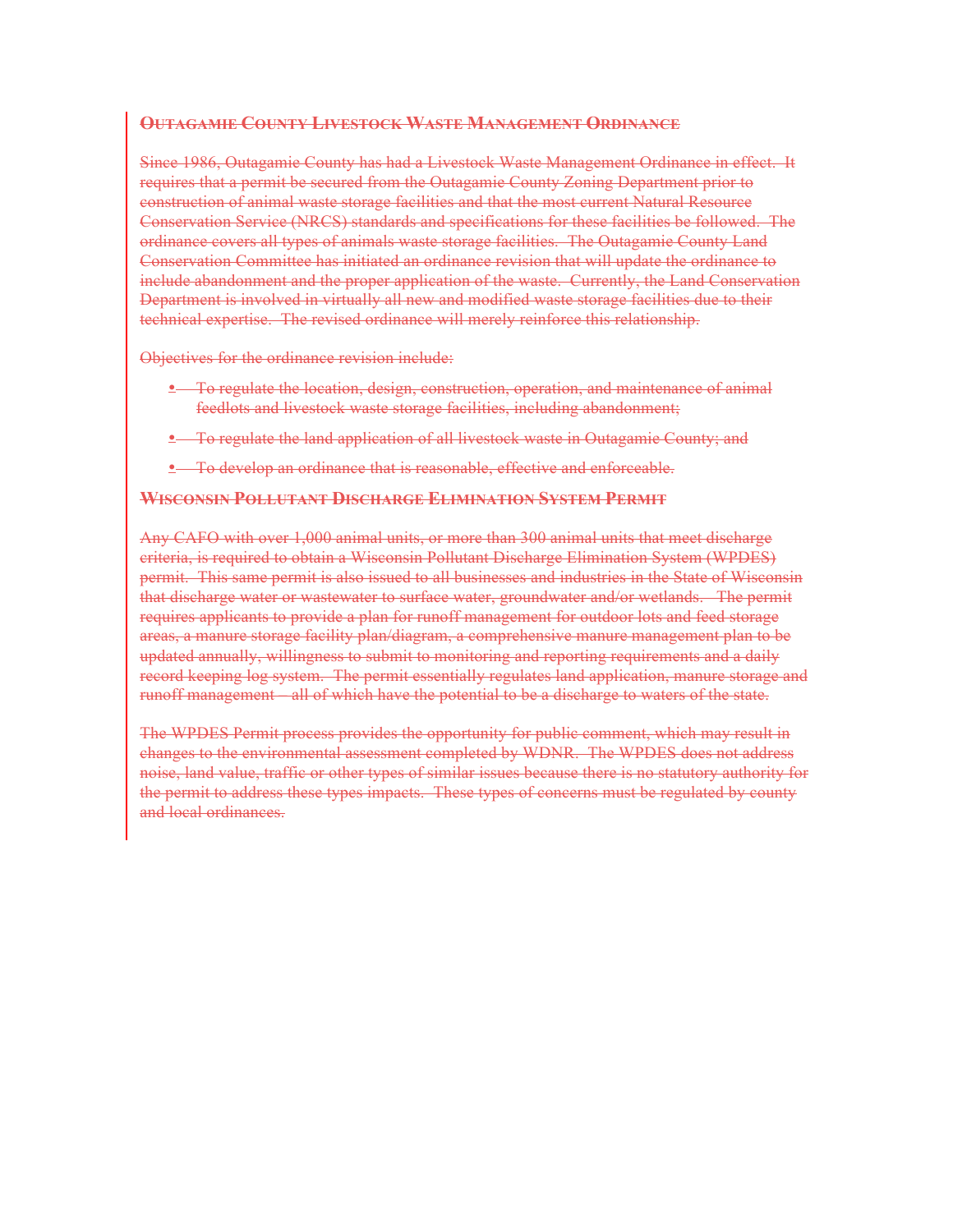## Outagamie County Livestock Waste Management Ordinance

Since 1986, Outagamie County has had a Livestock Waste Management Ordinance in effect. It requires that a permit be secured from the Outagamie County Zoning Department prior to construction of animal waste storage facilities and that the most current Natural Resource Conservation Service (NRCS) standards and specifications for these facilities be followed. The ordinance covers all types of animals waste storage facilities. The Outagamie County Land Conservation Committee has initiated an ordinance revision that will update the ordinance to include abandonment and the proper application of the waste. Currently, the Land Conservation Department is involved in virtually all new and modified waste storage facilities due to their technical expertise. The revised ordinance will merely reinforce this relationship.

Objectives for the ordinance revision include:

- To regulate the location, design, construction, operation, and maintenance of animal feedlots and livestock waste storage facilities, including abandonment;
- To regulate the land application of all livestock waste in Outagamie County; and
- To develop an ordinance that is reasonable, effective and enforceable.

## Wisconsin Pollutant Discharge Elimination System Permit

Any CAFO with over 1,000 animal units, or more than 300 animal units that meet discharge criteria, is required to obtain a Wisconsin Pollutant Discharge Elimination System (WPDES) permit. This same permit is also issued to all businesses and industries in the State of Wisconsin that discharge water or wastewater to surface water, groundwater and/or wetlands. The permit requires applicants to provide a plan for runoff management for outdoor lots and feed storage areas, a manure storage facility plan/diagram, a comprehensive manure management plan to be updated annually, willingness to submit to monitoring and reporting requirements and a daily record keeping log system. The permit essentially regulates land application, manure storage and runoff management – all of which have the potential to be a discharge to waters of the state.

The WPDES Permit process provides the opportunity for public comment, which may result in changes to the environmental assessment completed by WDNR. The WPDES does not address noise, land value, traffic or other types of similar issues because there is no statutory authority for the permit to address these types impacts. These types of concerns must be regulated by county and local ordinances.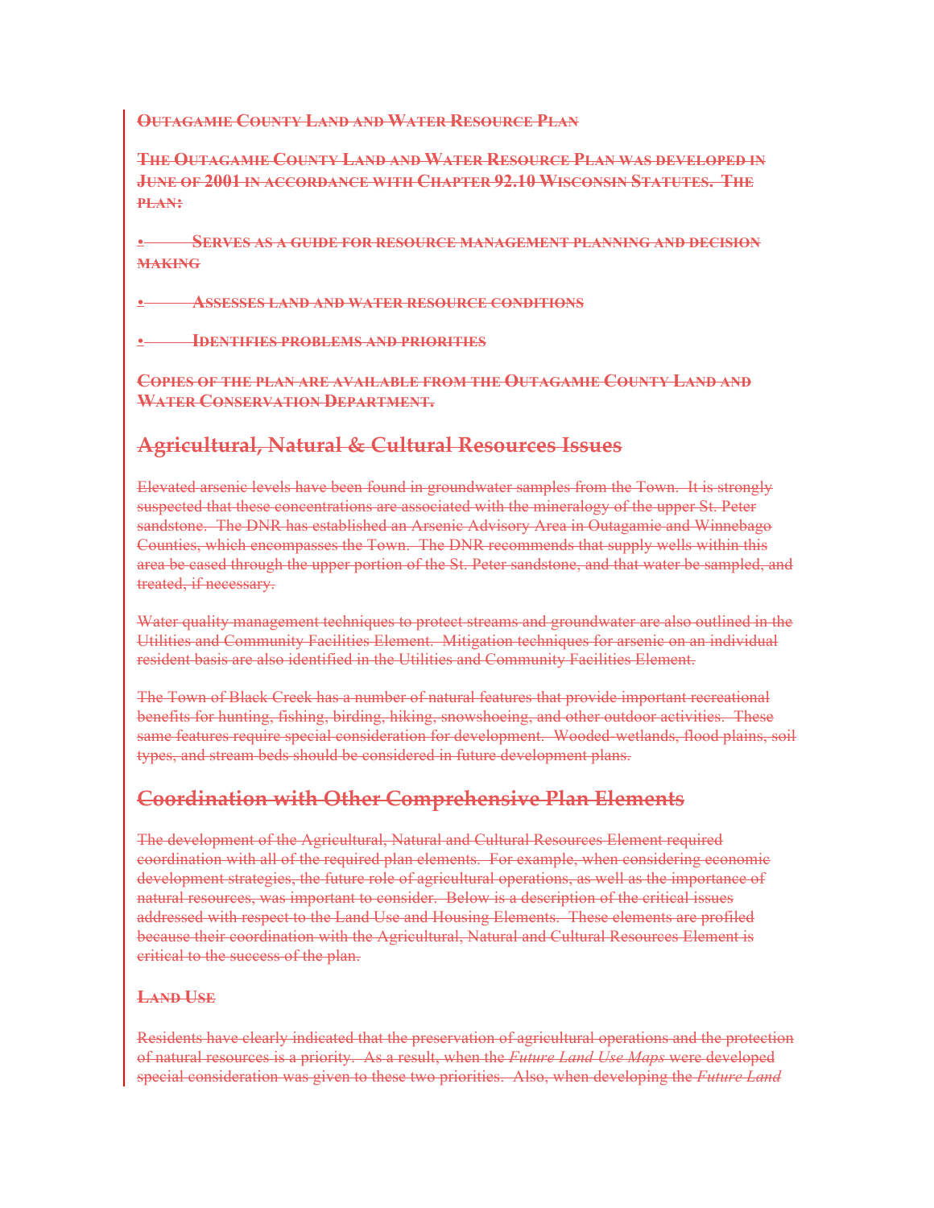**Outagamie County Land and Water Resource Plan**

**The Outagamie County Land and Water Resource Plan was developed in June of 2001 in accordance with Chapter 92.10 Wisconsin Statutes. The plan:**

- **Serves as a guide for resource management planning and decision making**
- **Assesses land and water resource conditions**
- **Identifies problems and priorities**

**Copies of the plan are available from the Outagamie County Land and Water Conservation Department.**

## Agricultural, Natural & Cultural Resources Issues

Elevated arsenic levels have been found in groundwater samples from the Town. It is strongly suspected that these concentrations are associated with the mineralogy of the upper St. Peter sandstone. The DNR has established an Arsenic Advisory Area in Outagamie and Winnebago Counties, which encompasses the Town. The DNR recommends that supply wells within this area be cased through the upper portion of the St. Peter sandstone, and that water be sampled, and treated, if necessary.

Water quality management techniques to protect streams and groundwater are also outlined in the Utilities and Community Facilities Element. Mitigation techniques for arsenic on an individual resident basis are also identified in the Utilities and Community Facilities Element.

The Town of Black Creek has a number of natural features that provide important recreational benefits for hunting, fishing, birding, hiking, snowshoeing, and other outdoor activities. These same features require special consideration for development. Wooded-wetlands, flood plains, soil types, and stream beds should be considered in future development plans.

## Coordination with Other Comprehensive Plan Elements

The development of the Agricultural, Natural and Cultural Resources Element required coordination with all of the required plan elements. For example, when considering economic development strategies, the future role of agricultural operations, as well as the importance of natural resources, was important to consider. Below is a description of the critical issues addressed with respect to the Land Use and Housing Elements. These elements are profiled because their coordination with the Agricultural, Natural and Cultural Resources Element is critical to the success of the plan.

**Land Use**

Residents have clearly indicated that the preservation of agricultural operations and the protection of natural resources is a priority. As a result, when the *Future Land Use Maps* were developed special consideration was given to these two priorities. Also, when developing the *Future Land*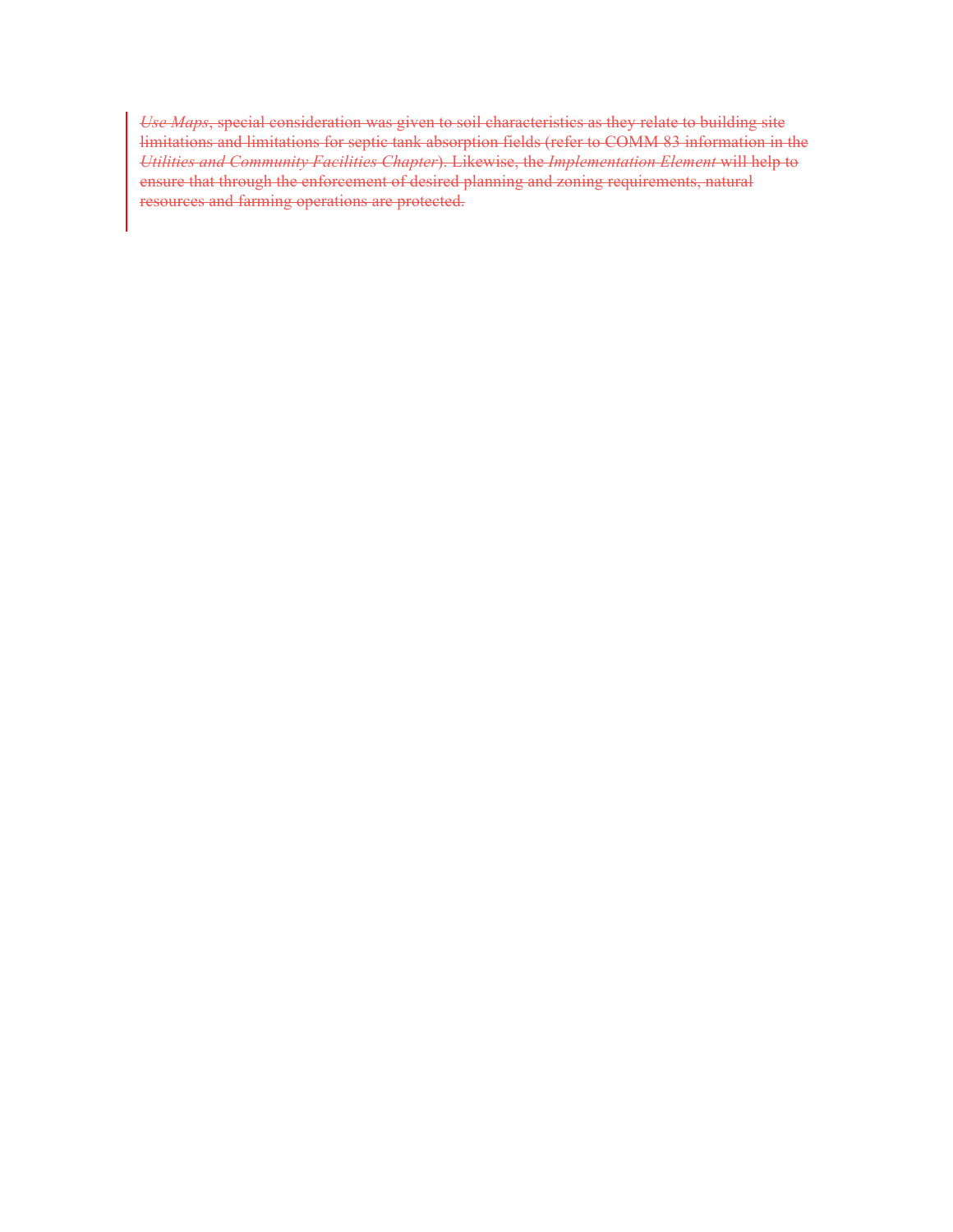*Use Maps*, special consideration was given to soil characteristics as they relate to building site limitations and limitations for septic tank absorption fields (refer to COMM 83 information in the *Utilities and Community Facilities Chapter*). Likewise, the *Implementation Element* will help to ensure that through the enforcement of desired planning and zoning requirements, natural resources and farming operations are protected.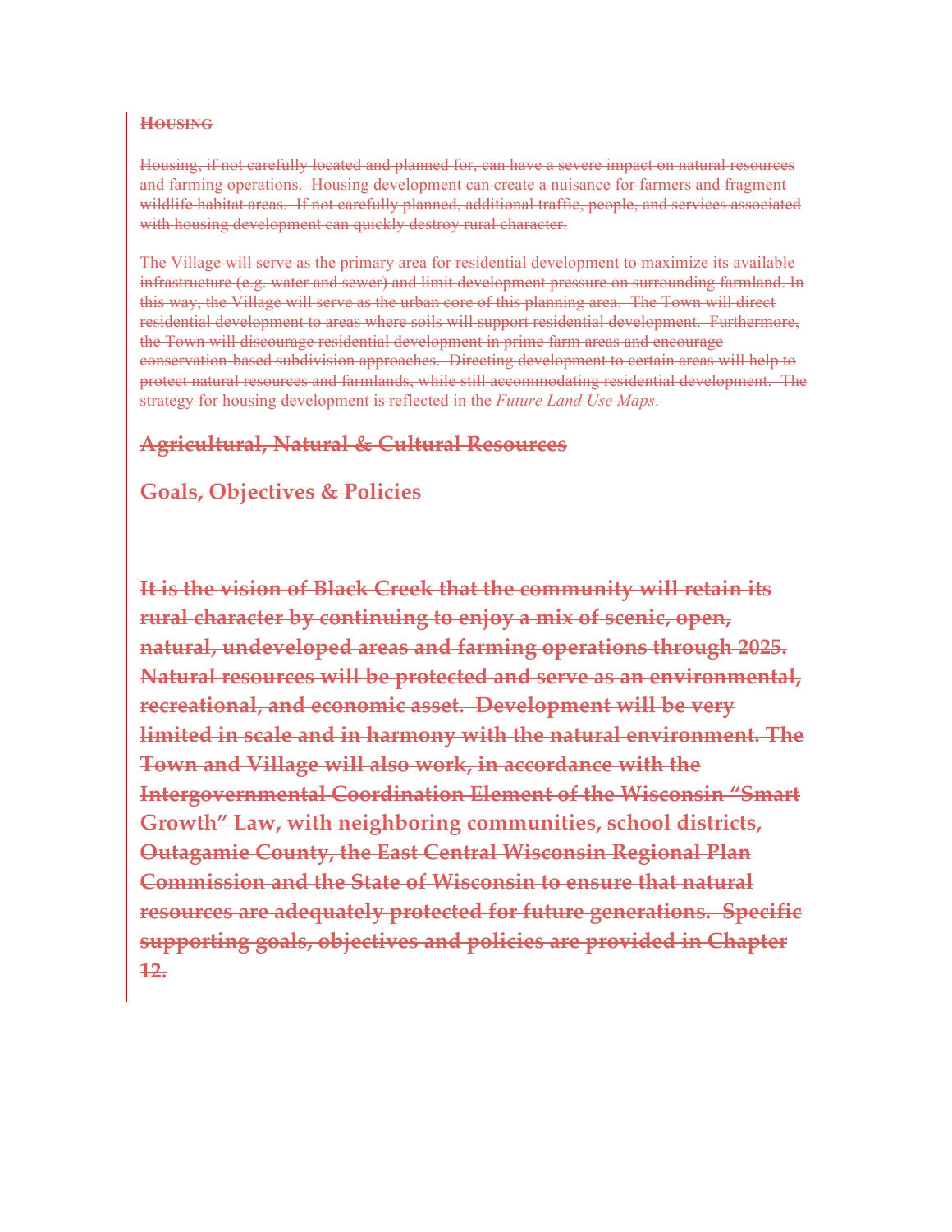~~**Housing**~~

~~Housing, if not carefully located and planned for, can have a severe impact on natural resources and farming operations. Housing development can create a nuisance for farmers and fragment wildlife habitat areas. If not carefully planned, additional traffic, people, and services associated with housing development can quickly destroy rural character.~~

~~The Village will serve as the primary area for residential development to maximize its available infrastructure (e.g. water and sewer) and limit development pressure on surrounding farmland. In this way, the Village will serve as the urban core of this planning area. The Town will direct residential development to areas where soils will support residential development. Furthermore, the Town will discourage residential development in prime farm areas and encourage conservation-based subdivision approaches. Directing development to certain areas will help to protect natural resources and farmlands, while still accommodating residential development. The strategy for housing development is reflected in the *Future Land Use Maps*.~~

## ~~Agricultural, Natural & Cultural Resources~~

## ~~Goals, Objectives & Policies~~

~~**It is the vision of Black Creek that the community will retain its rural character by continuing to enjoy a mix of scenic, open, natural, undeveloped areas and farming operations through 2025. Natural resources will be protected and serve as an environmental, recreational, and economic asset. Development will be very limited in scale and in harmony with the natural environment. The Town and Village will also work, in accordance with the Intergovernmental Coordination Element of the Wisconsin "Smart Growth" Law, with neighboring communities, school districts, Outagamie County, the East Central Wisconsin Regional Plan Commission and the State of Wisconsin to ensure that natural resources are adequately protected for future generations. Specific supporting goals, objectives and policies are provided in Chapter 12.**~~